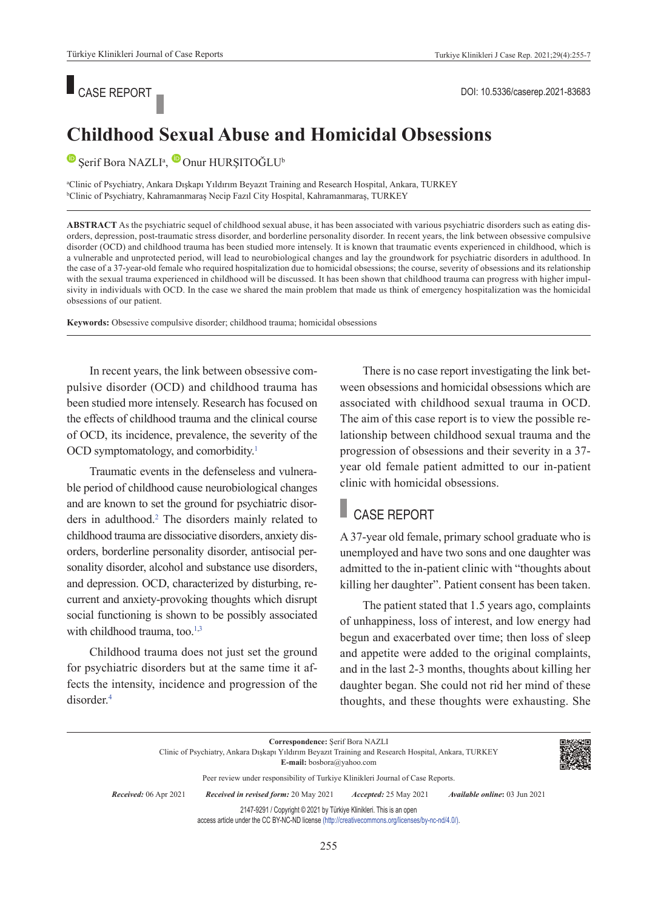CASE REPORT

DOI: 10.5336/caserep.2021-83683

# Childhood Sexual Abuse and Homicidal Obsessions

Şerif Bora NAZLI[a], Onur HURŞITOĞLU[b]

[a]Clinic of Psychiatry, Ankara Dışkapı Yıldırım Beyazıt Training and Research Hospital, Ankara, TURKEY
[b]Clinic of Psychiatry, Kahramanmaraş Necip Fazıl City Hospital, Kahramanmaraş, TURKEY

**ABSTRACT** As the psychiatric sequel of childhood sexual abuse, it has been associated with various psychiatric disorders such as eating disorders, depression, post-traumatic stress disorder, and borderline personality disorder. In recent years, the link between obsessive compulsive disorder (OCD) and childhood trauma has been studied more intensely. It is known that traumatic events experienced in childhood, which is a vulnerable and unprotected period, will lead to neurobiological changes and lay the groundwork for psychiatric disorders in adulthood. In the case of a 37-year-old female who required hospitalization due to homicidal obsessions; the course, severity of obsessions and its relationship with the sexual trauma experienced in childhood will be discussed. It has been shown that childhood trauma can progress with higher impulsivity in individuals with OCD. In the case we shared the main problem that made us think of emergency hospitalization was the homicidal obsessions of our patient.

**Keywords:** Obsessive compulsive disorder; childhood trauma; homicidal obsessions

In recent years, the link between obsessive compulsive disorder (OCD) and childhood trauma has been studied more intensely. Research has focused on the effects of childhood trauma and the clinical course of OCD, its incidence, prevalence, the severity of the OCD symptomatology, and comorbidity.[1]

Traumatic events in the defenseless and vulnerable period of childhood cause neurobiological changes and are known to set the ground for psychiatric disorders in adulthood.[2] The disorders mainly related to childhood trauma are dissociative disorders, anxiety disorders, borderline personality disorder, antisocial personality disorder, alcohol and substance use disorders, and depression. OCD, characterized by disturbing, recurrent and anxiety-provoking thoughts which disrupt social functioning is shown to be possibly associated with childhood trauma, too.[1,3]

Childhood trauma does not just set the ground for psychiatric disorders but at the same time it affects the intensity, incidence and progression of the disorder.[4]

There is no case report investigating the link between obsessions and homicidal obsessions which are associated with childhood sexual trauma in OCD. The aim of this case report is to view the possible relationship between childhood sexual trauma and the progression of obsessions and their severity in a 37-year old female patient admitted to our in-patient clinic with homicidal obsessions.

## CASE REPORT

A 37-year old female, primary school graduate who is unemployed and have two sons and one daughter was admitted to the in-patient clinic with "thoughts about killing her daughter". Patient consent has been taken.

The patient stated that 1.5 years ago, complaints of unhappiness, loss of interest, and low energy had begun and exacerbated over time; then loss of sleep and appetite were added to the original complaints, and in the last 2-3 months, thoughts about killing her daughter began. She could not rid her mind of these thoughts, and these thoughts were exhausting. She

**Correspondence:** Şerif Bora NAZLI
Clinic of Psychiatry, Ankara Dışkapı Yıldırım Beyazıt Training and Research Hospital, Ankara, TURKEY
**E-mail:** bosbora@yahoo.com

Peer review under responsibility of Turkiye Klinikleri Journal of Case Reports.

*Received:* 06 Apr 2021 *Received in revised form:* 20 May 2021 *Accepted:* 25 May 2021 *Available online:* 03 Jun 2021

2147-9291 / Copyright © 2021 by Türkiye Klinikleri. This is an open access article under the CC BY-NC-ND license (http://creativecommons.org/licenses/by-nc-nd/4.0/).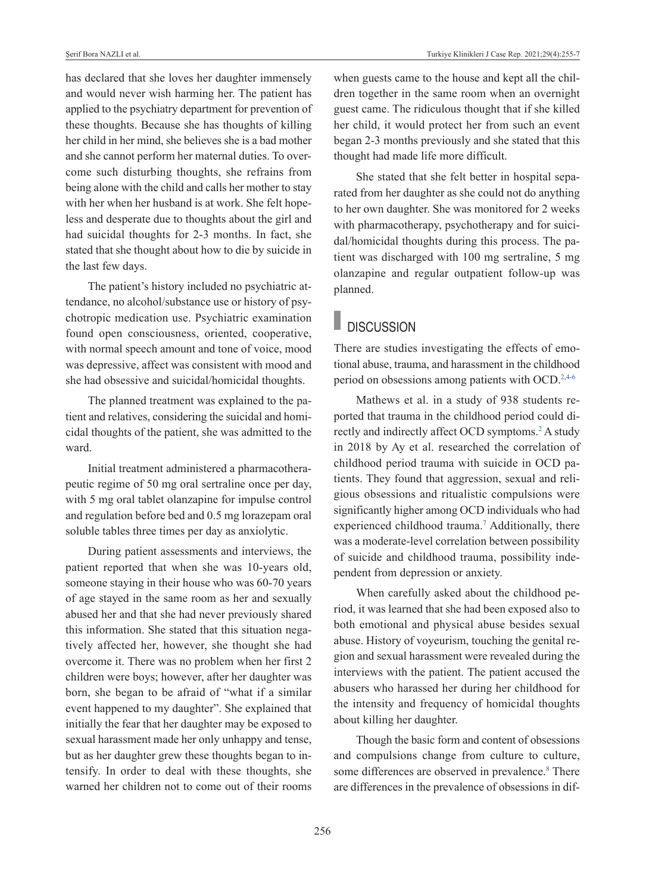has declared that she loves her daughter immensely and would never wish harming her. The patient has applied to the psychiatry department for prevention of these thoughts. Because she has thoughts of killing her child in her mind, she believes she is a bad mother and she cannot perform her maternal duties. To overcome such disturbing thoughts, she refrains from being alone with the child and calls her mother to stay with her when her husband is at work. She felt hopeless and desperate due to thoughts about the girl and had suicidal thoughts for 2-3 months. In fact, she stated that she thought about how to die by suicide in the last few days.

The patient's history included no psychiatric attendance, no alcohol/substance use or history of psychotropic medication use. Psychiatric examination found open consciousness, oriented, cooperative, with normal speech amount and tone of voice, mood was depressive, affect was consistent with mood and she had obsessive and suicidal/homicidal thoughts.

The planned treatment was explained to the patient and relatives, considering the suicidal and homicidal thoughts of the patient, she was admitted to the ward.

Initial treatment administered a pharmacotherapeutic regime of 50 mg oral sertraline once per day, with 5 mg oral tablet olanzapine for impulse control and regulation before bed and 0.5 mg lorazepam oral soluble tables three times per day as anxiolytic.

During patient assessments and interviews, the patient reported that when she was 10-years old, someone staying in their house who was 60-70 years of age stayed in the same room as her and sexually abused her and that she had never previously shared this information. She stated that this situation negatively affected her, however, she thought she had overcome it. There was no problem when her first 2 children were boys; however, after her daughter was born, she began to be afraid of "what if a similar event happened to my daughter". She explained that initially the fear that her daughter may be exposed to sexual harassment made her only unhappy and tense, but as her daughter grew these thoughts began to intensify. In order to deal with these thoughts, she warned her children not to come out of their rooms when guests came to the house and kept all the children together in the same room when an overnight guest came. The ridiculous thought that if she killed her child, it would protect her from such an event began 2-3 months previously and she stated that this thought had made life more difficult.

She stated that she felt better in hospital separated from her daughter as she could not do anything to her own daughter. She was monitored for 2 weeks with pharmacotherapy, psychotherapy and for suicidal/homicidal thoughts during this process. The patient was discharged with 100 mg sertraline, 5 mg olanzapine and regular outpatient follow-up was planned.

## DISCUSSION

There are studies investigating the effects of emotional abuse, trauma, and harassment in the childhood period on obsessions among patients with OCD.[2,4-6]

Mathews et al. in a study of 938 students reported that trauma in the childhood period could directly and indirectly affect OCD symptoms.[2] A study in 2018 by Ay et al. researched the correlation of childhood period trauma with suicide in OCD patients. They found that aggression, sexual and religious obsessions and ritualistic compulsions were significantly higher among OCD individuals who had experienced childhood trauma.[7] Additionally, there was a moderate-level correlation between possibility of suicide and childhood trauma, possibility independent from depression or anxiety.

When carefully asked about the childhood period, it was learned that she had been exposed also to both emotional and physical abuse besides sexual abuse. History of voyeurism, touching the genital region and sexual harassment were revealed during the interviews with the patient. The patient accused the abusers who harassed her during her childhood for the intensity and frequency of homicidal thoughts about killing her daughter.

Though the basic form and content of obsessions and compulsions change from culture to culture, some differences are observed in prevalence.[8] There are differences in the prevalence of obsessions in dif-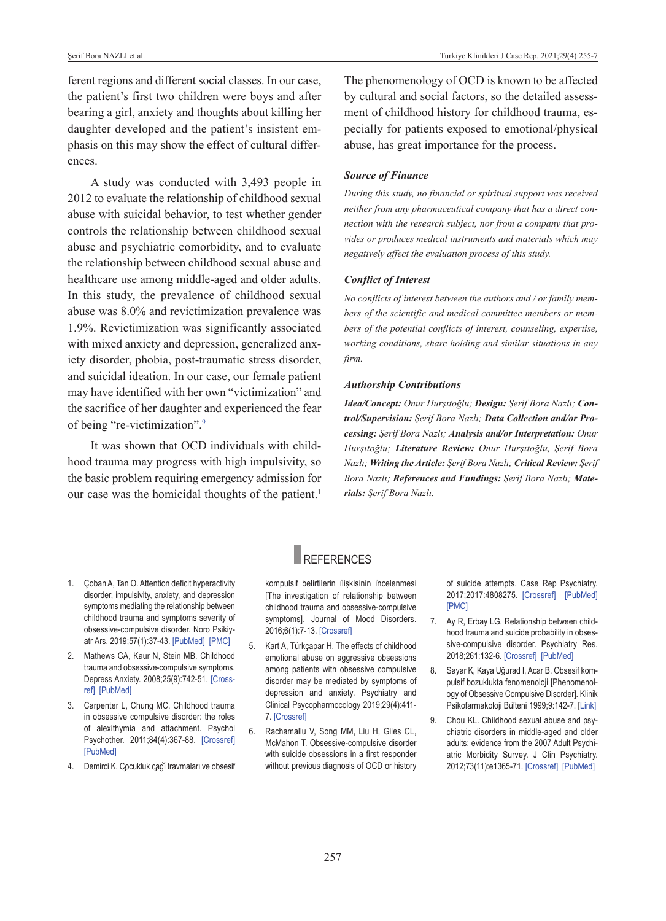ferent regions and different social classes. In our case, the patient's first two children were boys and after bearing a girl, anxiety and thoughts about killing her daughter developed and the patient's insistent emphasis on this may show the effect of cultural differences.

A study was conducted with 3,493 people in 2012 to evaluate the relationship of childhood sexual abuse with suicidal behavior, to test whether gender controls the relationship between childhood sexual abuse and psychiatric comorbidity, and to evaluate the relationship between childhood sexual abuse and healthcare use among middle-aged and older adults. In this study, the prevalence of childhood sexual abuse was 8.0% and revictimization prevalence was 1.9%. Revictimization was significantly associated with mixed anxiety and depression, generalized anxiety disorder, phobia, post-traumatic stress disorder, and suicidal ideation. In our case, our female patient may have identified with her own "victimization" and the sacrifice of her daughter and experienced the fear of being "re-victimization".[9]

It was shown that OCD individuals with childhood trauma may progress with high impulsivity, so the basic problem requiring emergency admission for our case was the homicidal thoughts of the patient.[1]

The phenomenology of OCD is known to be affected by cultural and social factors, so the detailed assessment of childhood history for childhood trauma, especially for patients exposed to emotional/physical abuse, has great importance for the process.

### *Source of Finance*

*During this study, no financial or spiritual support was received neither from any pharmaceutical company that has a direct connection with the research subject, nor from a company that provides or produces medical instruments and materials which may negatively affect the evaluation process of this study.*

### *Conflict of Interest*

*No conflicts of interest between the authors and / or family members of the scientific and medical committee members or members of the potential conflicts of interest, counseling, expertise, working conditions, share holding and similar situations in any firm.*

### *Authorship Contributions*

***Idea/Concept:*** *Onur Hurşıtoğlu;* ***Design:*** *Şerif Bora Nazlı;* ***Control/Supervision:*** *Şerif Bora Nazlı;* ***Data Collection and/or Processing:*** *Şerif Bora Nazlı;* ***Analysis and/or Interpretation:*** *Onur Hurşıtoğlu;* ***Literature Review:*** *Onur Hurşıtoğlu, Şerif Bora Nazlı;* ***Writing the Article:*** *Şerif Bora Nazlı;* ***Critical Review:*** *Şerif Bora Nazlı;* ***References and Fundings:*** *Şerif Bora Nazlı;* ***Materials:*** *Şerif Bora Nazlı.*

## REFERENCES

1. Çoban A, Tan O. Attention deficit hyperactivity disorder, impulsivity, anxiety, and depression symptoms mediating the relationship between childhood trauma and symptoms severity of obsessive-compulsive disorder. Noro Psikiyatr Ars. 2019;57(1):37-43. [PubMed] [PMC]
2. Mathews CA, Kaur N, Stein MB. Childhood trauma and obsessive-compulsive symptoms. Depress Anxiety. 2008;25(9):742-51. [Crossref] [PubMed]
3. Carpenter L, Chung MC. Childhood trauma in obsessive compulsive disorder: the roles of alexithymia and attachment. Psychol Psychother. 2011;84(4):367-88. [Crossref] [PubMed]
4. Demirci K. Çocukluk çaği travmaları ve obsesif kompulsif belirtilerin ilişkisinin incelenmesi [The investigation of relationship between childhood trauma and obsessive-compulsive symptoms]. Journal of Mood Disorders. 2016;6(1):7-13. [Crossref]
5. Kart A, Türkçapar H. The effects of childhood emotional abuse on aggressive obsessions among patients with obsessive compulsive disorder may be mediated by symptoms of depression and anxiety. Psychiatry and Clinical Psycopharmocology 2019;29(4):411-7. [Crossref]
6. Rachamallu V, Song MM, Liu H, Giles CL, McMahon T. Obsessive-compulsive disorder with suicide obsessions in a first responder without previous diagnosis of OCD or history of suicide attempts. Case Rep Psychiatry. 2017;2017:4808275. [Crossref] [PubMed] [PMC]
7. Ay R, Erbay LG. Relationship between childhood trauma and suicide probability in obsessive-compulsive disorder. Psychiatry Res. 2018;261:132-6. [Crossref] [PubMed]
8. Sayar K, Kaya Uğurad I, Acar B. Obsesif kompulsif bozuklukta fenomenoloji [Phenomenology of Obsessive Compulsive Disorder]. Klinik Psikofarmakoloji Bülteni 1999;9:142-7. [Link]
9. Chou KL. Childhood sexual abuse and psychiatric disorders in middle-aged and older adults: evidence from the 2007 Adult Psychiatric Morbidity Survey. J Clin Psychiatry. 2012;73(11):e1365-71. [Crossref] [PubMed]